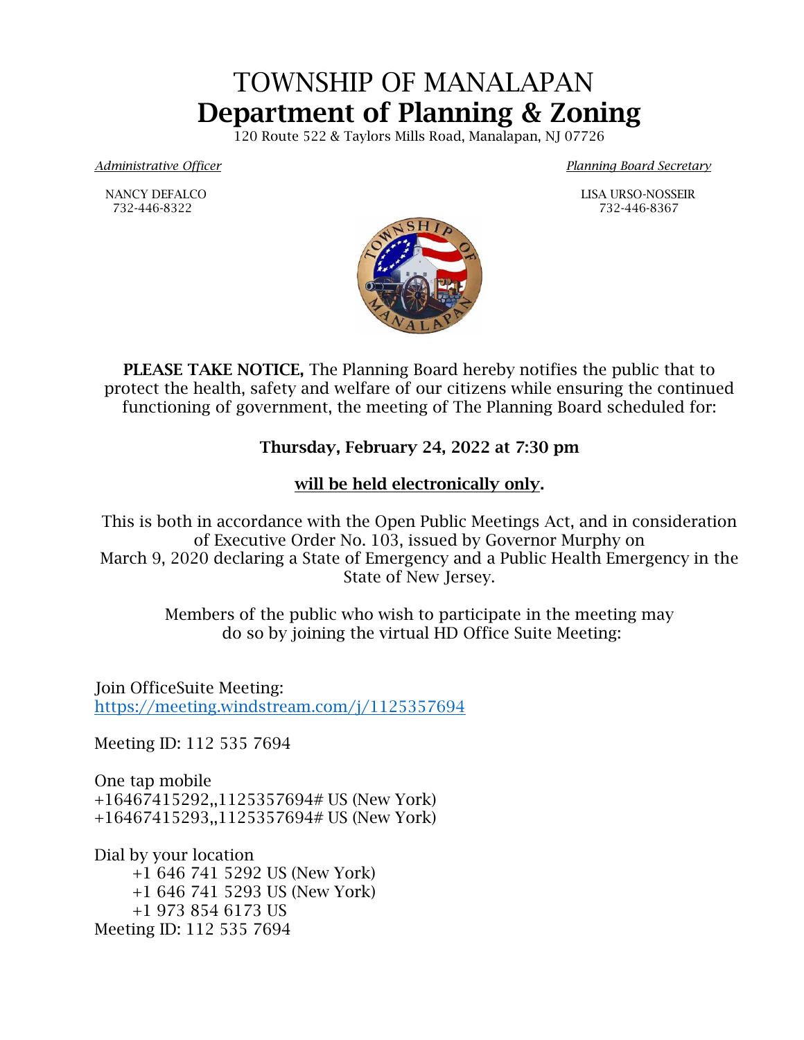# TOWNSHIP OF MANALAPAN
# Department of Planning & Zoning

120 Route 522 & Taylors Mills Road, Manalapan, NJ 07726

*Administrative Officer*

NANCY DEFALCO
732-446-8322

*Planning Board Secretary*

LISA URSO-NOSSEIR
732-446-8367

**PLEASE TAKE NOTICE,** The Planning Board hereby notifies the public that to protect the health, safety and welfare of our citizens while ensuring the continued functioning of government, the meeting of The Planning Board scheduled for:

**Thursday, February 24, 2022 at 7:30 pm**

**will be held electronically only.**

This is both in accordance with the Open Public Meetings Act, and in consideration of Executive Order No. 103, issued by Governor Murphy on March 9, 2020 declaring a State of Emergency and a Public Health Emergency in the State of New Jersey.

Members of the public who wish to participate in the meeting may do so by joining the virtual HD Office Suite Meeting:

Join OfficeSuite Meeting:
https://meeting.windstream.com/j/1125357694

Meeting ID: 112 535 7694

One tap mobile
+16467415292,,1125357694# US (New York)
+16467415293,,1125357694# US (New York)

Dial by your location
+1 646 741 5292 US (New York)
+1 646 741 5293 US (New York)
+1 973 854 6173 US
Meeting ID: 112 535 7694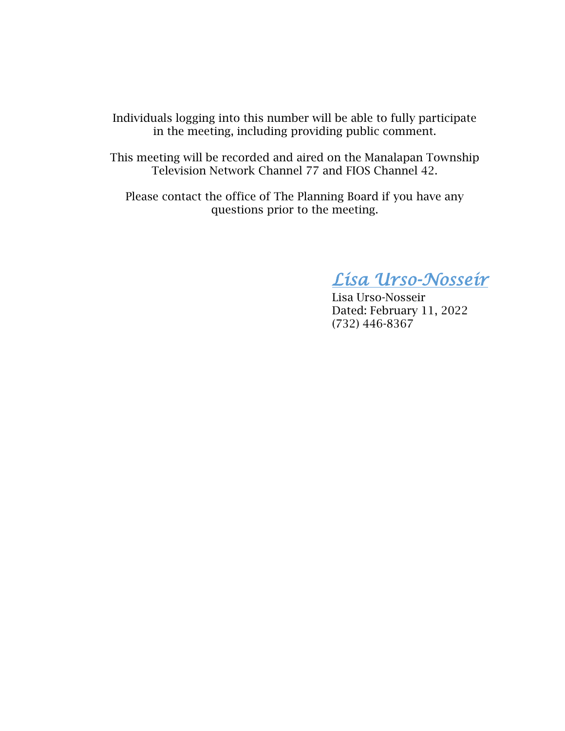Individuals logging into this number will be able to fully participate in the meeting, including providing public comment.

This meeting will be recorded and aired on the Manalapan Township Television Network Channel 77 and FIOS Channel 42.

Please contact the office of The Planning Board if you have any questions prior to the meeting.

*Lisa Urso-Nosseir*

Lisa Urso-Nosseir
Dated: February 11, 2022
(732) 446-8367